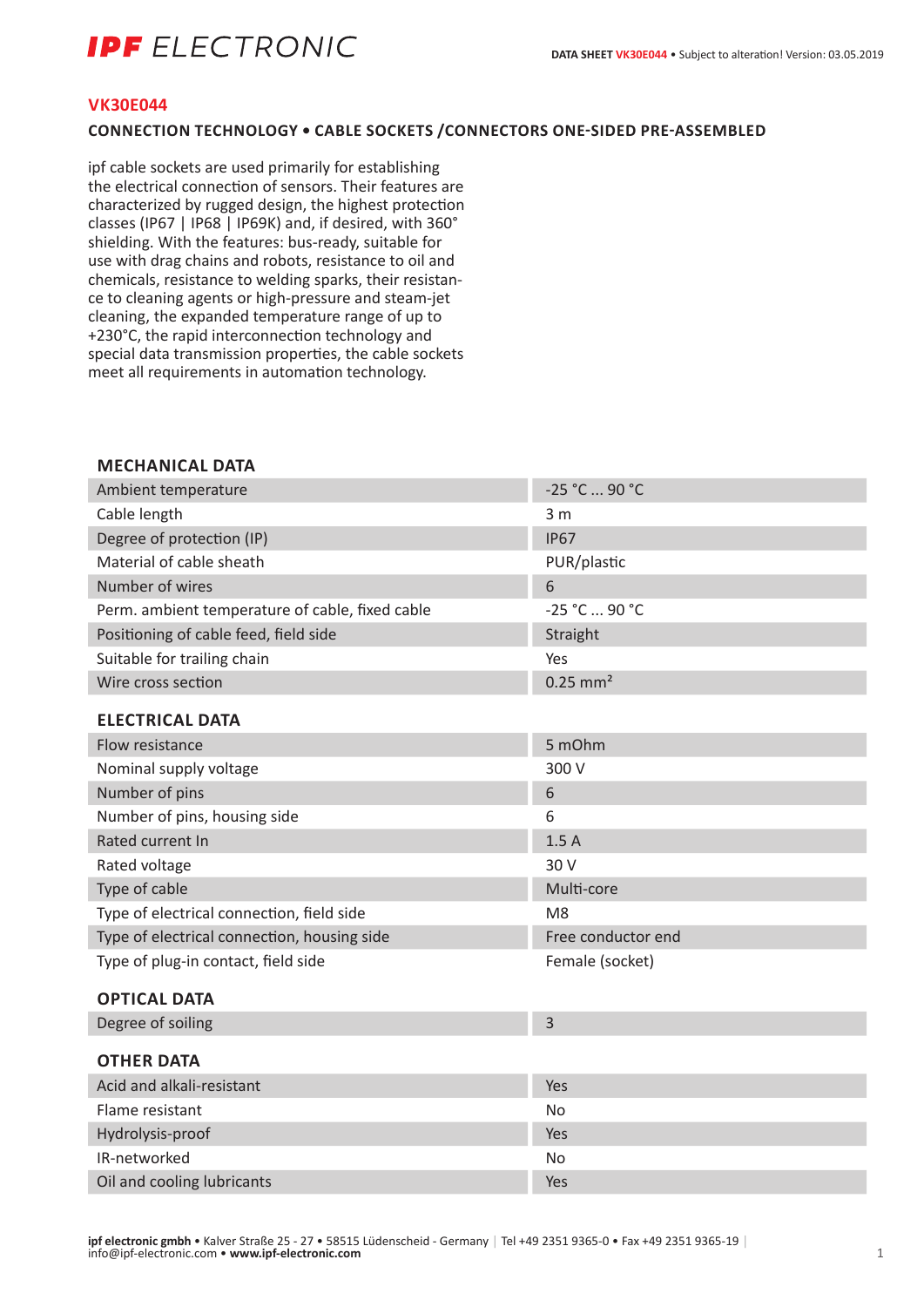# VK30E044

## CONNECTION TECHNOLOGY • CABLE SOCKETS /CONNECTORS ONE-SIDED PRE-ASSEMBLED

ipf cable sockets are used primarily for establishing the electrical connection of sensors. Their features are characterized by rugged design, the highest protection classes (IP67 | IP68 | IP69K) and, if desired, with 360° shielding. With the features: bus-ready, suitable for use with drag chains and robots, resistance to oil and chemicals, resistance to welding sparks, their resistance to cleaning agents or high-pressure and steam-jet cleaning, the expanded temperature range of up to +230°C, the rapid interconnection technology and special data transmission properties, the cable sockets meet all requirements in automation technology.

### MECHANICAL DATA

| | |
|---|---|
| Ambient temperature | -25 °C ... 90 °C |
| Cable length | 3 m |
| Degree of protection (IP) | IP67 |
| Material of cable sheath | PUR/plastic |
| Number of wires | 6 |
| Perm. ambient temperature of cable, fixed cable | -25 °C ... 90 °C |
| Positioning of cable feed, field side | Straight |
| Suitable for trailing chain | Yes |
| Wire cross section | 0.25 mm² |

### ELECTRICAL DATA

| | |
|---|---|
| Flow resistance | 5 mOhm |
| Nominal supply voltage | 300 V |
| Number of pins | 6 |
| Number of pins, housing side | 6 |
| Rated current In | 1.5 A |
| Rated voltage | 30 V |
| Type of cable | Multi-core |
| Type of electrical connection, field side | M8 |
| Type of electrical connection, housing side | Free conductor end |
| Type of plug-in contact, field side | Female (socket) |

### OPTICAL DATA

| | |
|---|---|
| Degree of soiling | 3 |

### OTHER DATA

| | |
|---|---|
| Acid and alkali-resistant | Yes |
| Flame resistant | No |
| Hydrolysis-proof | Yes |
| IR-networked | No |
| Oil and cooling lubricants | Yes |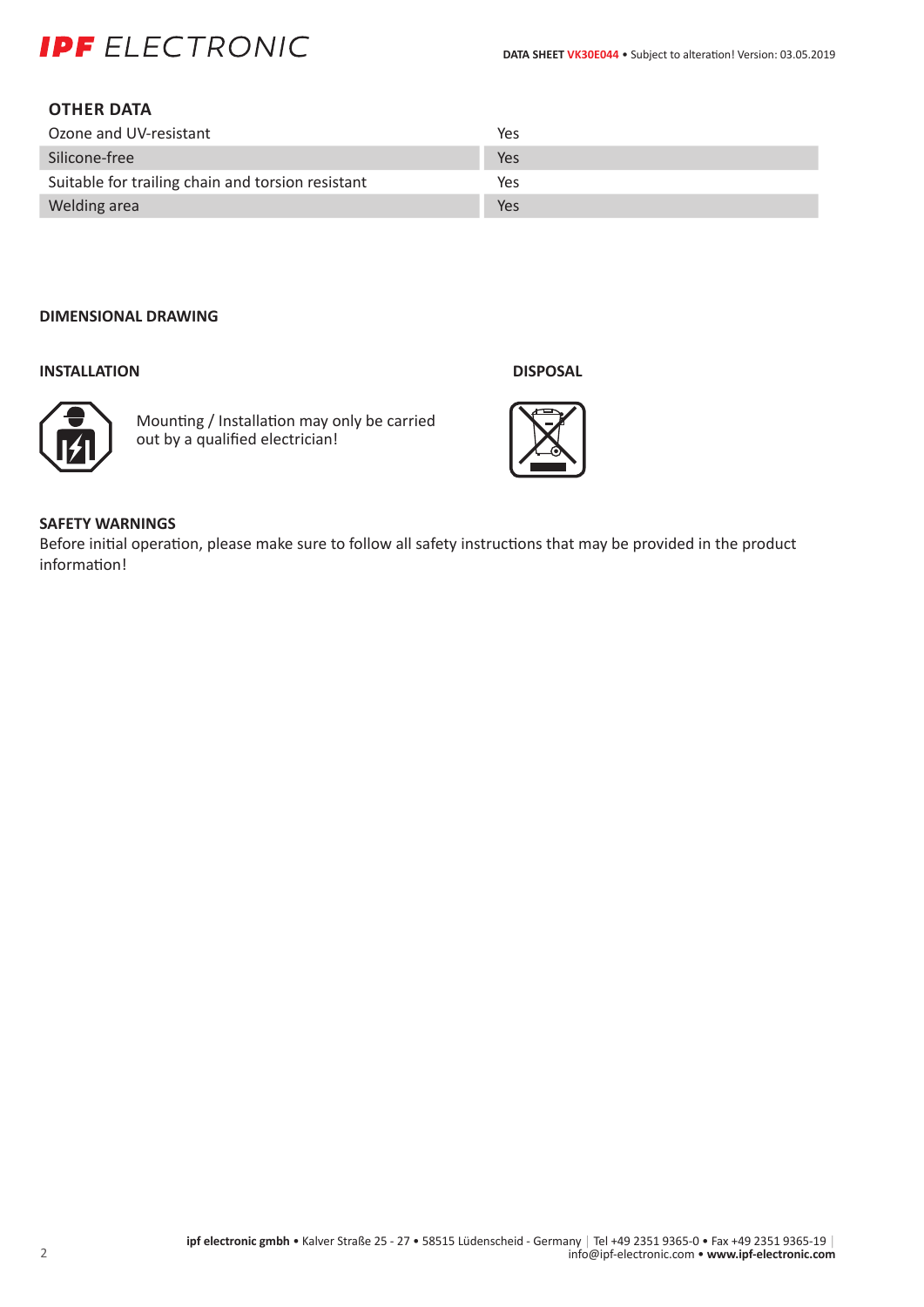## OTHER DATA

| | |
|---|---|
| Ozone and UV-resistant | Yes |
| Silicone-free | Yes |
| Suitable for trailing chain and torsion resistant | Yes |
| Welding area | Yes |

## DIMENSIONAL DRAWING

## INSTALLATION

Mounting / Installation may only be carried out by a qualified electrician!

## DISPOSAL

## SAFETY WARNINGS

Before initial operation, please make sure to follow all safety instructions that may be provided in the product information!